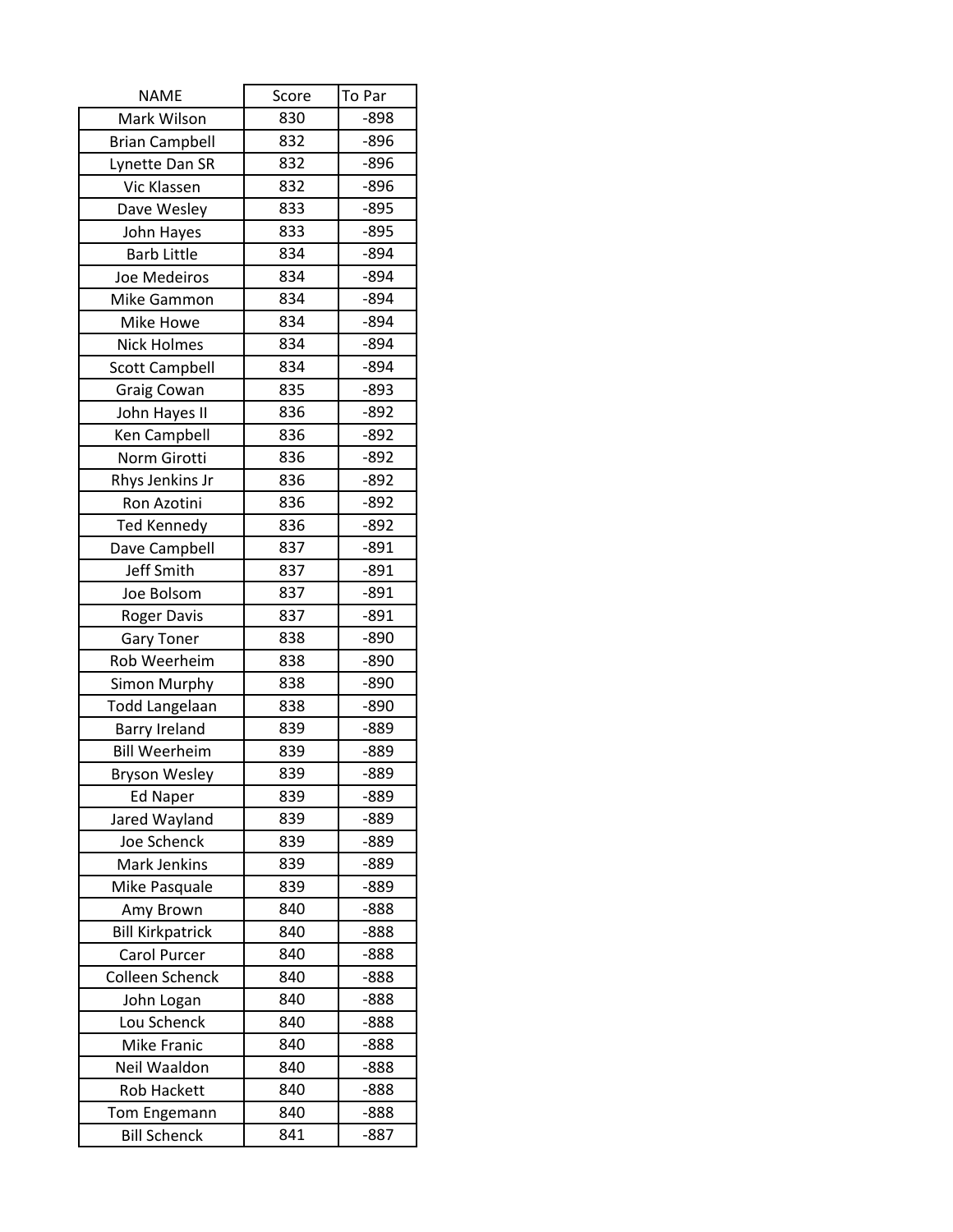| NAME | Score | To Par |
| --- | --- | --- |
| Mark Wilson | 830 | -898 |
| Brian Campbell | 832 | -896 |
| Lynette Dan SR | 832 | -896 |
| Vic Klassen | 832 | -896 |
| Dave Wesley | 833 | -895 |
| John Hayes | 833 | -895 |
| Barb Little | 834 | -894 |
| Joe Medeiros | 834 | -894 |
| Mike Gammon | 834 | -894 |
| Mike Howe | 834 | -894 |
| Nick Holmes | 834 | -894 |
| Scott Campbell | 834 | -894 |
| Graig Cowan | 835 | -893 |
| John Hayes II | 836 | -892 |
| Ken Campbell | 836 | -892 |
| Norm Girotti | 836 | -892 |
| Rhys Jenkins Jr | 836 | -892 |
| Ron Azotini | 836 | -892 |
| Ted Kennedy | 836 | -892 |
| Dave Campbell | 837 | -891 |
| Jeff Smith | 837 | -891 |
| Joe Bolsom | 837 | -891 |
| Roger Davis | 837 | -891 |
| Gary Toner | 838 | -890 |
| Rob Weerheim | 838 | -890 |
| Simon Murphy | 838 | -890 |
| Todd Langelaan | 838 | -890 |
| Barry Ireland | 839 | -889 |
| Bill Weerheim | 839 | -889 |
| Bryson Wesley | 839 | -889 |
| Ed Naper | 839 | -889 |
| Jared Wayland | 839 | -889 |
| Joe Schenck | 839 | -889 |
| Mark Jenkins | 839 | -889 |
| Mike Pasquale | 839 | -889 |
| Amy Brown | 840 | -888 |
| Bill Kirkpatrick | 840 | -888 |
| Carol Purcer | 840 | -888 |
| Colleen Schenck | 840 | -888 |
| John Logan | 840 | -888 |
| Lou Schenck | 840 | -888 |
| Mike Franic | 840 | -888 |
| Neil Waaldon | 840 | -888 |
| Rob Hackett | 840 | -888 |
| Tom Engemann | 840 | -888 |
| Bill Schenck | 841 | -887 |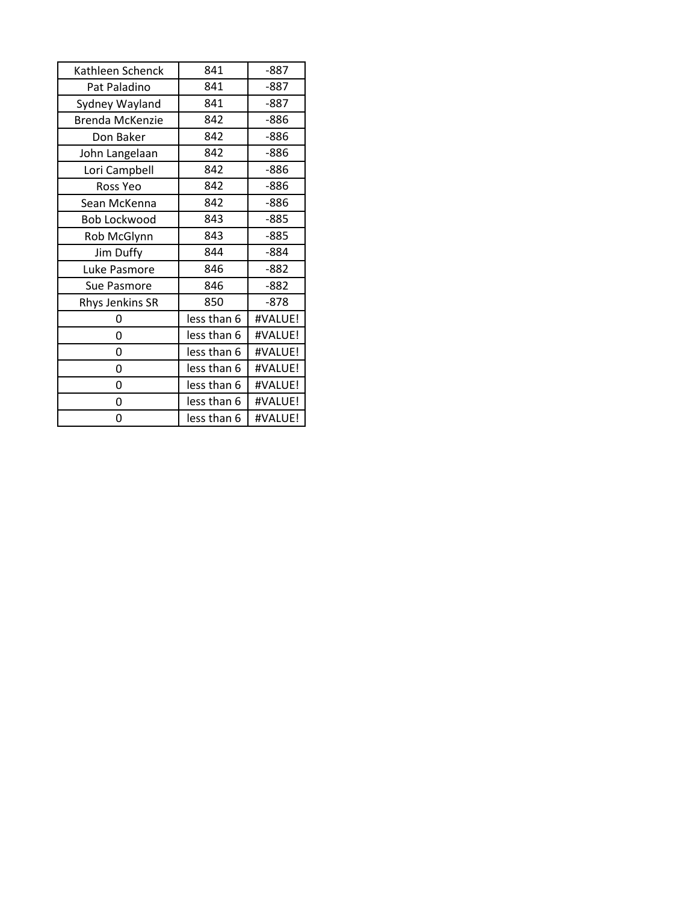| | | |
|---|---|---|
| Kathleen Schenck | 841 | -887 |
| Pat Paladino | 841 | -887 |
| Sydney Wayland | 841 | -887 |
| Brenda McKenzie | 842 | -886 |
| Don Baker | 842 | -886 |
| John Langelaan | 842 | -886 |
| Lori Campbell | 842 | -886 |
| Ross Yeo | 842 | -886 |
| Sean McKenna | 842 | -886 |
| Bob Lockwood | 843 | -885 |
| Rob McGlynn | 843 | -885 |
| Jim Duffy | 844 | -884 |
| Luke Pasmore | 846 | -882 |
| Sue Pasmore | 846 | -882 |
| Rhys Jenkins SR | 850 | -878 |
| 0 | less than 6 | #VALUE! |
| 0 | less than 6 | #VALUE! |
| 0 | less than 6 | #VALUE! |
| 0 | less than 6 | #VALUE! |
| 0 | less than 6 | #VALUE! |
| 0 | less than 6 | #VALUE! |
| 0 | less than 6 | #VALUE! |